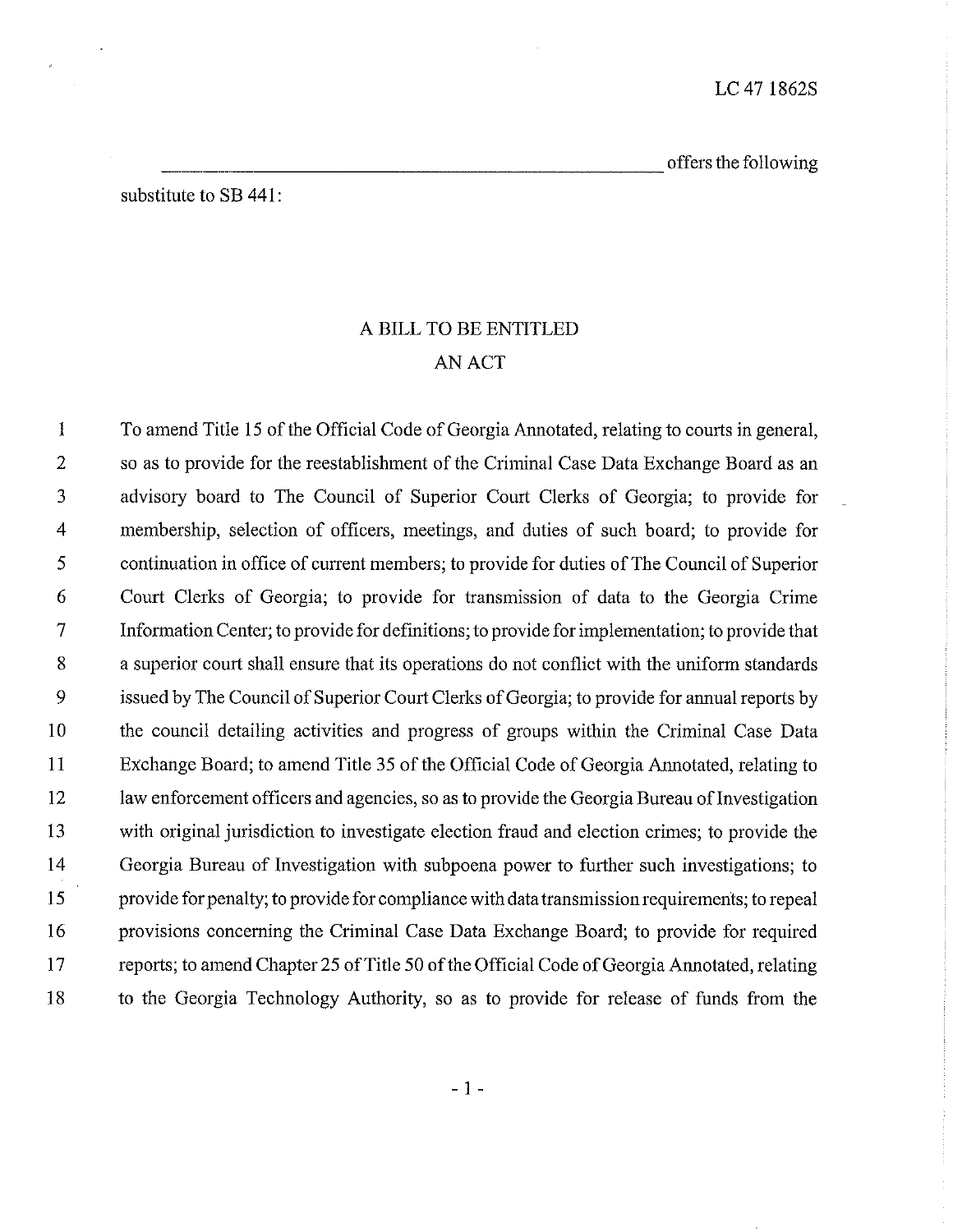LC 47 1862S

\_\_\_\_\_\_\_\_\_\_\_\_\_\_\_\_\_\_\_\_\_\_\_\_\_\_\_\_\_\_\_\_\_\_\_\_\_\_\_\_\_\_ offers the following substitute to SB 441:

# A BILL TO BE ENTITLED
# AN ACT

1 To amend Title 15 of the Official Code of Georgia Annotated, relating to courts in general,
2 so as to provide for the reestablishment of the Criminal Case Data Exchange Board as an
3 advisory board to The Council of Superior Court Clerks of Georgia; to provide for
4 membership, selection of officers, meetings, and duties of such board; to provide for
5 continuation in office of current members; to provide for duties of The Council of Superior
6 Court Clerks of Georgia; to provide for transmission of data to the Georgia Crime
7 Information Center; to provide for definitions; to provide for implementation; to provide that
8 a superior court shall ensure that its operations do not conflict with the uniform standards
9 issued by The Council of Superior Court Clerks of Georgia; to provide for annual reports by
10 the council detailing activities and progress of groups within the Criminal Case Data
11 Exchange Board; to amend Title 35 of the Official Code of Georgia Annotated, relating to
12 law enforcement officers and agencies, so as to provide the Georgia Bureau of Investigation
13 with original jurisdiction to investigate election fraud and election crimes; to provide the
14 Georgia Bureau of Investigation with subpoena power to further such investigations; to
15 provide for penalty; to provide for compliance with data transmission requirements; to repeal
16 provisions concerning the Criminal Case Data Exchange Board; to provide for required
17 reports; to amend Chapter 25 of Title 50 of the Official Code of Georgia Annotated, relating
18 to the Georgia Technology Authority, so as to provide for release of funds from the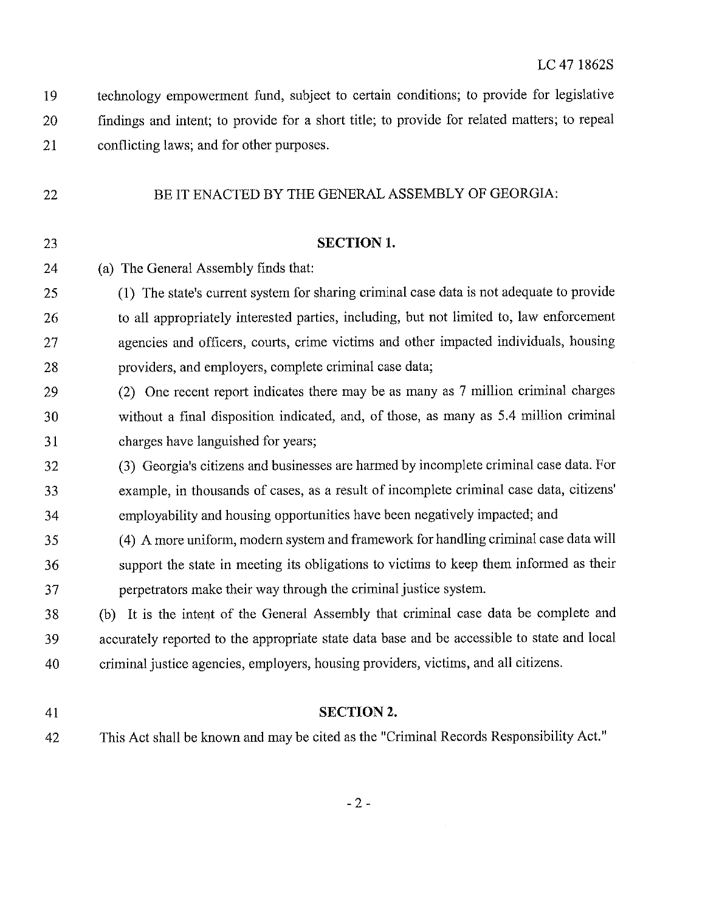technology empowerment fund, subject to certain conditions; to provide for legislative findings and intent; to provide for a short title; to provide for related matters; to repeal conflicting laws; and for other purposes.

BE IT ENACTED BY THE GENERAL ASSEMBLY OF GEORGIA:

**SECTION 1.**

(a) The General Assembly finds that:

(1) The state's current system for sharing criminal case data is not adequate to provide to all appropriately interested parties, including, but not limited to, law enforcement agencies and officers, courts, crime victims and other impacted individuals, housing providers, and employers, complete criminal case data;

(2) One recent report indicates there may be as many as 7 million criminal charges without a final disposition indicated, and, of those, as many as 5.4 million criminal charges have languished for years;

(3) Georgia's citizens and businesses are harmed by incomplete criminal case data. For example, in thousands of cases, as a result of incomplete criminal case data, citizens' employability and housing opportunities have been negatively impacted; and

(4) A more uniform, modern system and framework for handling criminal case data will support the state in meeting its obligations to victims to keep them informed as their perpetrators make their way through the criminal justice system.

(b) It is the intent of the General Assembly that criminal case data be complete and accurately reported to the appropriate state data base and be accessible to state and local criminal justice agencies, employers, housing providers, victims, and all citizens.

**SECTION 2.**

This Act shall be known and may be cited as the "Criminal Records Responsibility Act."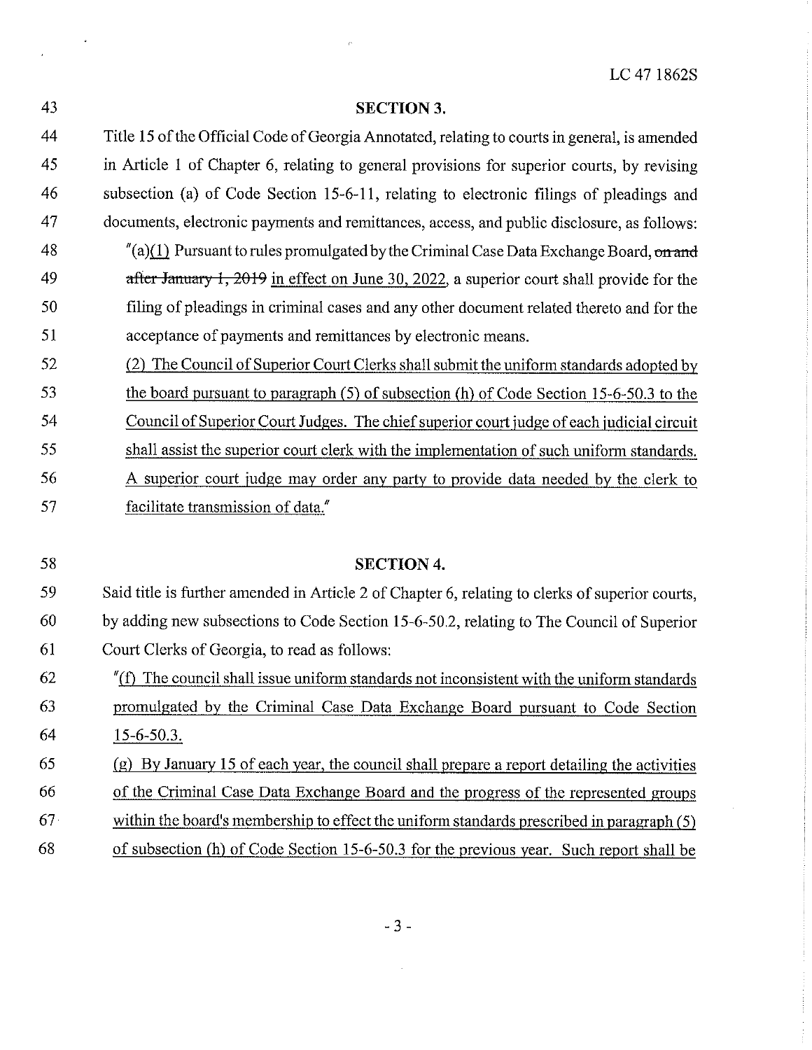## SECTION 3.

Title 15 of the Official Code of Georgia Annotated, relating to courts in general, is amended in Article 1 of Chapter 6, relating to general provisions for superior courts, by revising subsection (a) of Code Section 15-6-11, relating to electronic filings of pleadings and documents, electronic payments and remittances, access, and public disclosure, as follows:

"(a)<u>(1)</u> Pursuant to rules promulgated by the Criminal Case Data Exchange Board, ~~on and after January 1, 2019~~ <u>in effect on June 30, 2022</u>, a superior court shall provide for the filing of pleadings in criminal cases and any other document related thereto and for the acceptance of payments and remittances by electronic means.

<u>(2) The Council of Superior Court Clerks shall submit the uniform standards adopted by the board pursuant to paragraph (5) of subsection (h) of Code Section 15-6-50.3 to the Council of Superior Court Judges. The chief superior court judge of each judicial circuit shall assist the superior court clerk with the implementation of such uniform standards. A superior court judge may order any party to provide data needed by the clerk to facilitate transmission of data.</u>"

## SECTION 4.

Said title is further amended in Article 2 of Chapter 6, relating to clerks of superior courts, by adding new subsections to Code Section 15-6-50.2, relating to The Council of Superior Court Clerks of Georgia, to read as follows:

"<u>(f) The council shall issue uniform standards not inconsistent with the uniform standards promulgated by the Criminal Case Data Exchange Board pursuant to Code Section 15-6-50.3.</u>

<u>(g) By January 15 of each year, the council shall prepare a report detailing the activities of the Criminal Case Data Exchange Board and the progress of the represented groups within the board's membership to effect the uniform standards prescribed in paragraph (5) of subsection (h) of Code Section 15-6-50.3 for the previous year. Such report shall be</u>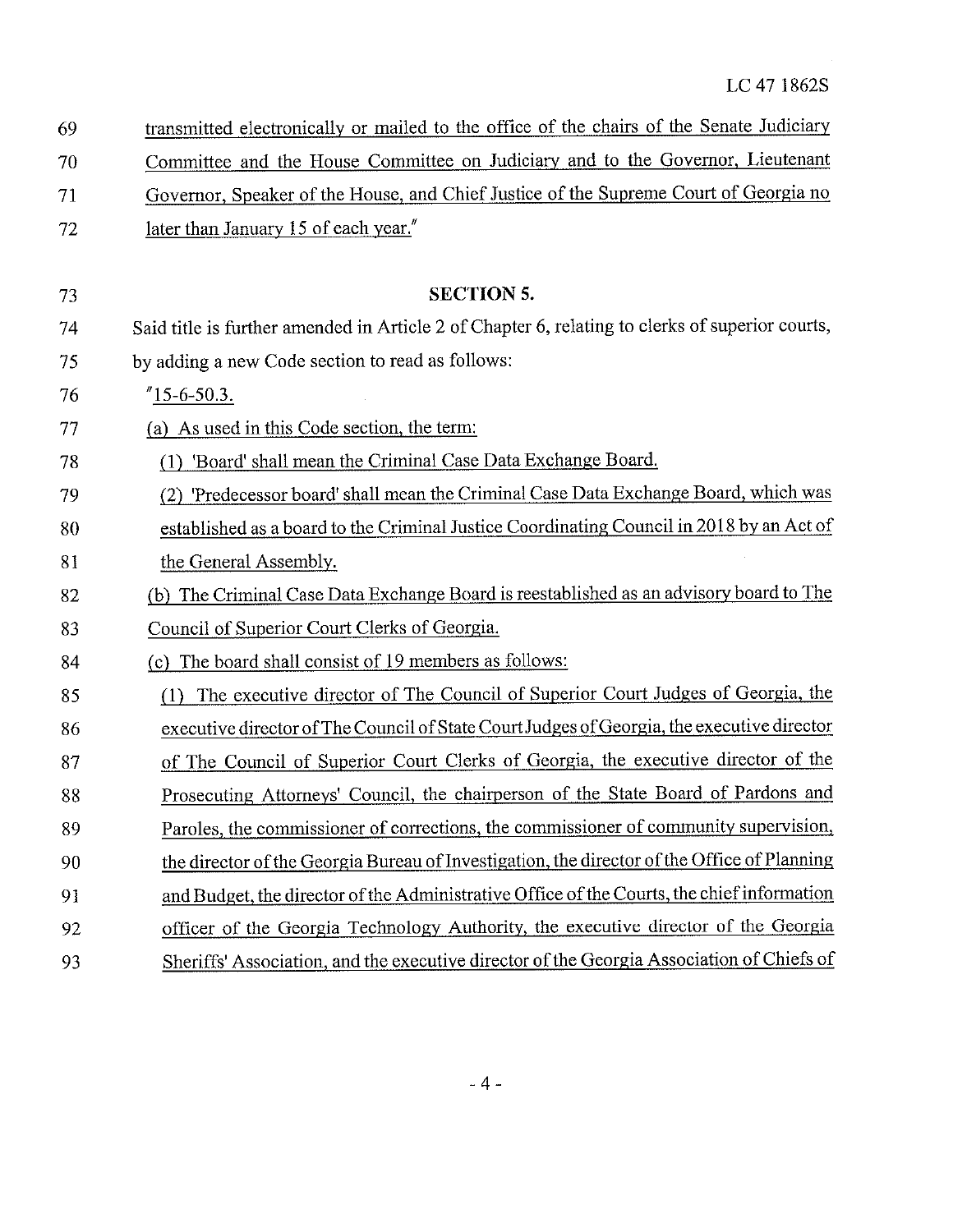69 transmitted electronically or mailed to the office of the chairs of the Senate Judiciary
70 Committee and the House Committee on Judiciary and to the Governor, Lieutenant
71 Governor, Speaker of the House, and Chief Justice of the Supreme Court of Georgia no
72 later than January 15 of each year."

73 **SECTION 5.**

74 Said title is further amended in Article 2 of Chapter 6, relating to clerks of superior courts,
75 by adding a new Code section to read as follows:

76 "15-6-50.3.

77 (a) As used in this Code section, the term:

78 (1) 'Board' shall mean the Criminal Case Data Exchange Board.

79 (2) 'Predecessor board' shall mean the Criminal Case Data Exchange Board, which was
80 established as a board to the Criminal Justice Coordinating Council in 2018 by an Act of
81 the General Assembly.

82 (b) The Criminal Case Data Exchange Board is reestablished as an advisory board to The
83 Council of Superior Court Clerks of Georgia.

84 (c) The board shall consist of 19 members as follows:

85 (1) The executive director of The Council of Superior Court Judges of Georgia, the
86 executive director of The Council of State Court Judges of Georgia, the executive director
87 of The Council of Superior Court Clerks of Georgia, the executive director of the
88 Prosecuting Attorneys' Council, the chairperson of the State Board of Pardons and
89 Paroles, the commissioner of corrections, the commissioner of community supervision,
90 the director of the Georgia Bureau of Investigation, the director of the Office of Planning
91 and Budget, the director of the Administrative Office of the Courts, the chief information
92 officer of the Georgia Technology Authority, the executive director of the Georgia
93 Sheriffs' Association, and the executive director of the Georgia Association of Chiefs of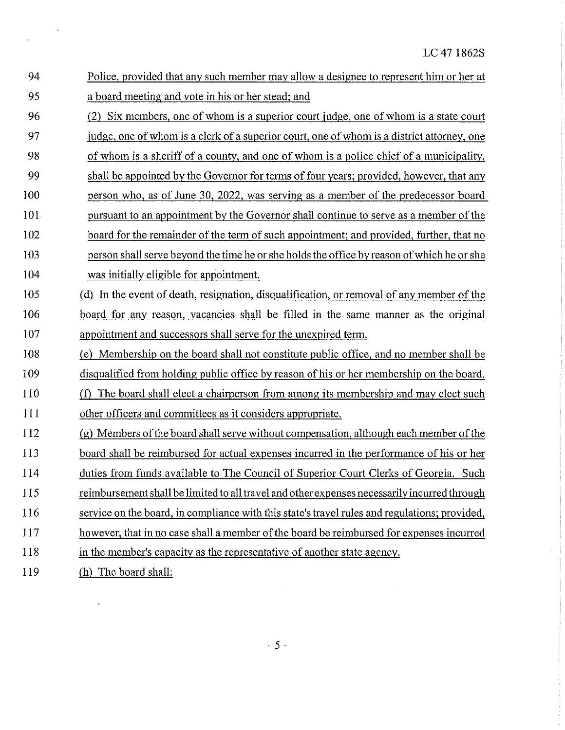Police, provided that any such member may allow a designee to represent him or her at a board meeting and vote in his or her stead; and

(2) Six members, one of whom is a superior court judge, one of whom is a state court judge, one of whom is a clerk of a superior court, one of whom is a district attorney, one of whom is a sheriff of a county, and one of whom is a police chief of a municipality, shall be appointed by the Governor for terms of four years; provided, however, that any person who, as of June 30, 2022, was serving as a member of the predecessor board pursuant to an appointment by the Governor shall continue to serve as a member of the board for the remainder of the term of such appointment; and provided, further, that no person shall serve beyond the time he or she holds the office by reason of which he or she was initially eligible for appointment.

(d) In the event of death, resignation, disqualification, or removal of any member of the board for any reason, vacancies shall be filled in the same manner as the original appointment and successors shall serve for the unexpired term.

(e) Membership on the board shall not constitute public office, and no member shall be disqualified from holding public office by reason of his or her membership on the board.

(f) The board shall elect a chairperson from among its membership and may elect such other officers and committees as it considers appropriate.

(g) Members of the board shall serve without compensation, although each member of the board shall be reimbursed for actual expenses incurred in the performance of his or her duties from funds available to The Council of Superior Court Clerks of Georgia. Such reimbursement shall be limited to all travel and other expenses necessarily incurred through service on the board, in compliance with this state's travel rules and regulations; provided, however, that in no case shall a member of the board be reimbursed for expenses incurred in the member's capacity as the representative of another state agency.

(h) The board shall: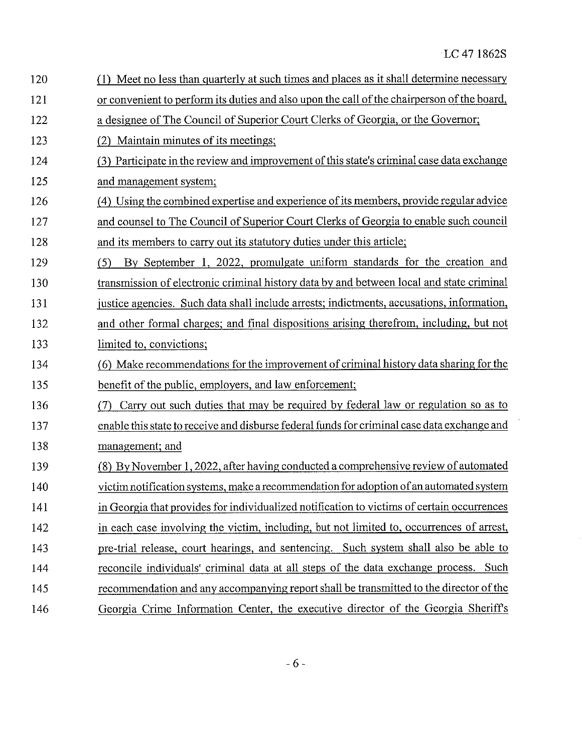(1) Meet no less than quarterly at such times and places as it shall determine necessary or convenient to perform its duties and also upon the call of the chairperson of the board, a designee of The Council of Superior Court Clerks of Georgia, or the Governor;

(2) Maintain minutes of its meetings;

(3) Participate in the review and improvement of this state's criminal case data exchange and management system;

(4) Using the combined expertise and experience of its members, provide regular advice and counsel to The Council of Superior Court Clerks of Georgia to enable such council and its members to carry out its statutory duties under this article;

(5) By September 1, 2022, promulgate uniform standards for the creation and transmission of electronic criminal history data by and between local and state criminal justice agencies. Such data shall include arrests; indictments, accusations, information, and other formal charges; and final dispositions arising therefrom, including, but not limited to, convictions;

(6) Make recommendations for the improvement of criminal history data sharing for the benefit of the public, employers, and law enforcement;

(7) Carry out such duties that may be required by federal law or regulation so as to enable this state to receive and disburse federal funds for criminal case data exchange and management; and

(8) By November 1, 2022, after having conducted a comprehensive review of automated victim notification systems, make a recommendation for adoption of an automated system in Georgia that provides for individualized notification to victims of certain occurrences in each case involving the victim, including, but not limited to, occurrences of arrest, pre-trial release, court hearings, and sentencing. Such system shall also be able to reconcile individuals' criminal data at all steps of the data exchange process. Such recommendation and any accompanying report shall be transmitted to the director of the Georgia Crime Information Center, the executive director of the Georgia Sheriff's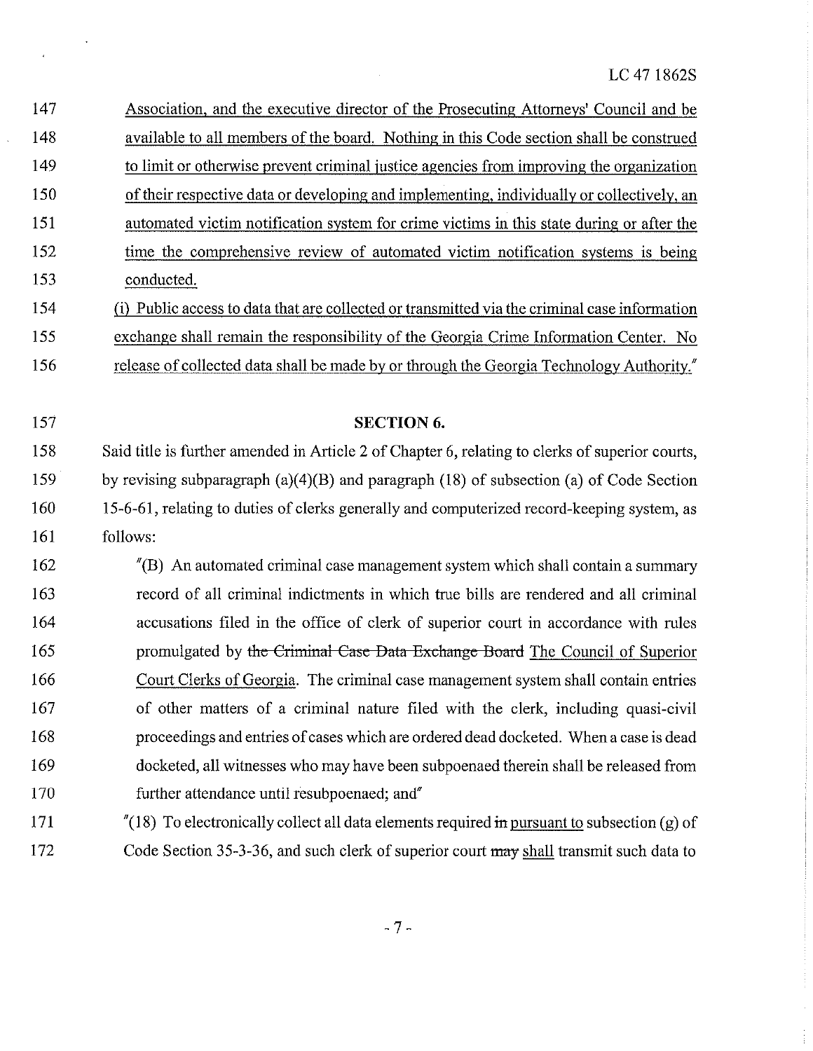147 Association, and the executive director of the Prosecuting Attorneys' Council and be
148 available to all members of the board. Nothing in this Code section shall be construed
149 to limit or otherwise prevent criminal justice agencies from improving the organization
150 of their respective data or developing and implementing, individually or collectively, an
151 automated victim notification system for crime victims in this state during or after the
152 time the comprehensive review of automated victim notification systems is being
153 conducted.

154 (i) Public access to data that are collected or transmitted via the criminal case information
155 exchange shall remain the responsibility of the Georgia Crime Information Center. No
156 release of collected data shall be made by or through the Georgia Technology Authority."

157 **SECTION 6.**

158 Said title is further amended in Article 2 of Chapter 6, relating to clerks of superior courts,
159 by revising subparagraph (a)(4)(B) and paragraph (18) of subsection (a) of Code Section
160 15-6-61, relating to duties of clerks generally and computerized record-keeping system, as
161 follows:

162 "(B) An automated criminal case management system which shall contain a summary
163 record of all criminal indictments in which true bills are rendered and all criminal
164 accusations filed in the office of clerk of superior court in accordance with rules
165 promulgated by ~~the Criminal Case Data Exchange Board~~ The Council of Superior
166 Court Clerks of Georgia. The criminal case management system shall contain entries
167 of other matters of a criminal nature filed with the clerk, including quasi-civil
168 proceedings and entries of cases which are ordered dead docketed. When a case is dead
169 docketed, all witnesses who may have been subpoenaed therein shall be released from
170 further attendance until resubpoenaed; and"

171 "(18) To electronically collect all data elements required ~~in~~ pursuant to subsection (g) of
172 Code Section 35-3-36, and such clerk of superior court ~~may~~ shall transmit such data to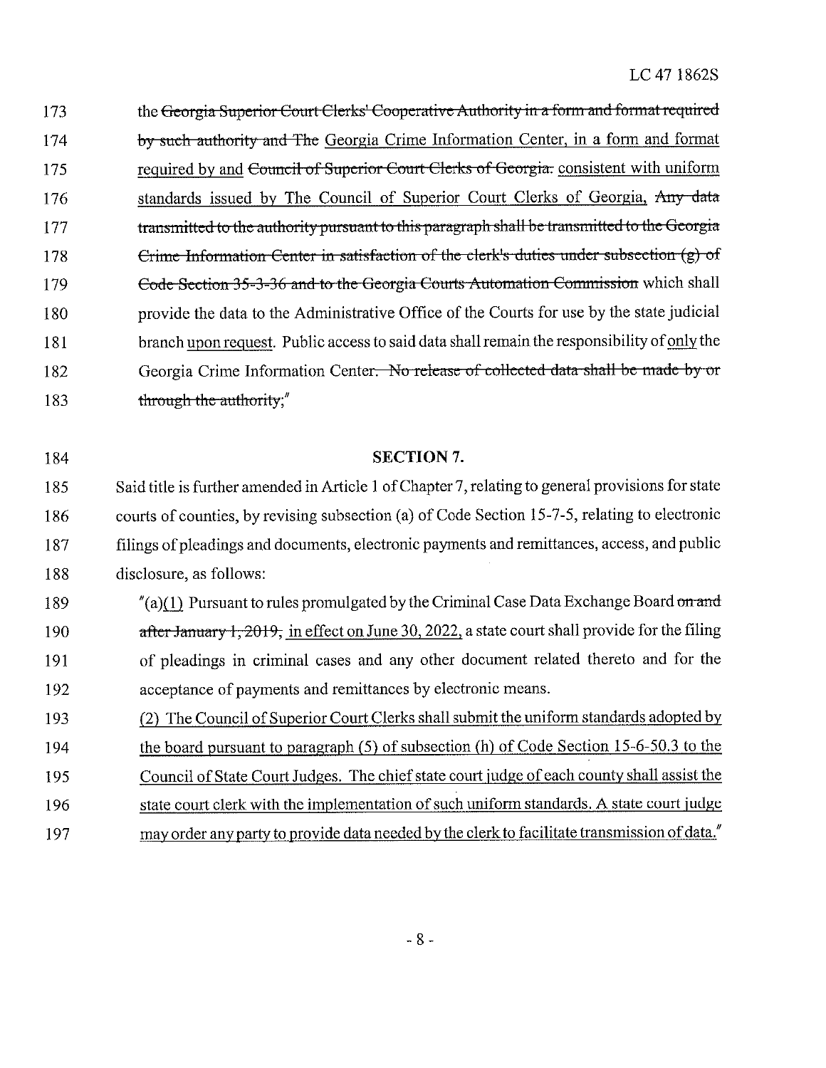173 the ~~Georgia Superior Court Clerks' Cooperative Authority in a form and format required~~
174 ~~by such authority and The~~ Georgia Crime Information Center, in a form and format
175 required by and ~~Council of Superior Court Clerks of Georgia.~~ consistent with uniform
176 standards issued by The Council of Superior Court Clerks of Georgia, ~~Any data~~
177 ~~transmitted to the authority pursuant to this paragraph shall be transmitted to the Georgia~~
178 ~~Crime Information Center in satisfaction of the clerk's duties under subsection (g) of~~
179 ~~Code Section 35-3-36 and to the Georgia Courts Automation Commission~~ which shall
180 provide the data to the Administrative Office of the Courts for use by the state judicial
181 branch upon request. Public access to said data shall remain the responsibility of only the
182 Georgia Crime Information Center~~. No release of collected data shall be made by or~~
183 ~~through the authority;~~"

184 **SECTION 7.**

185 Said title is further amended in Article 1 of Chapter 7, relating to general provisions for state
186 courts of counties, by revising subsection (a) of Code Section 15-7-5, relating to electronic
187 filings of pleadings and documents, electronic payments and remittances, access, and public
188 disclosure, as follows:

189 "(a)(1) Pursuant to rules promulgated by the Criminal Case Data Exchange Board ~~on and~~
190 ~~after January 1, 2019,~~ in effect on June 30, 2022, a state court shall provide for the filing
191 of pleadings in criminal cases and any other document related thereto and for the
192 acceptance of payments and remittances by electronic means.

193 (2) The Council of Superior Court Clerks shall submit the uniform standards adopted by
194 the board pursuant to paragraph (5) of subsection (h) of Code Section 15-6-50.3 to the
195 Council of State Court Judges. The chief state court judge of each county shall assist the
196 state court clerk with the implementation of such uniform standards. A state court judge
197 may order any party to provide data needed by the clerk to facilitate transmission of data."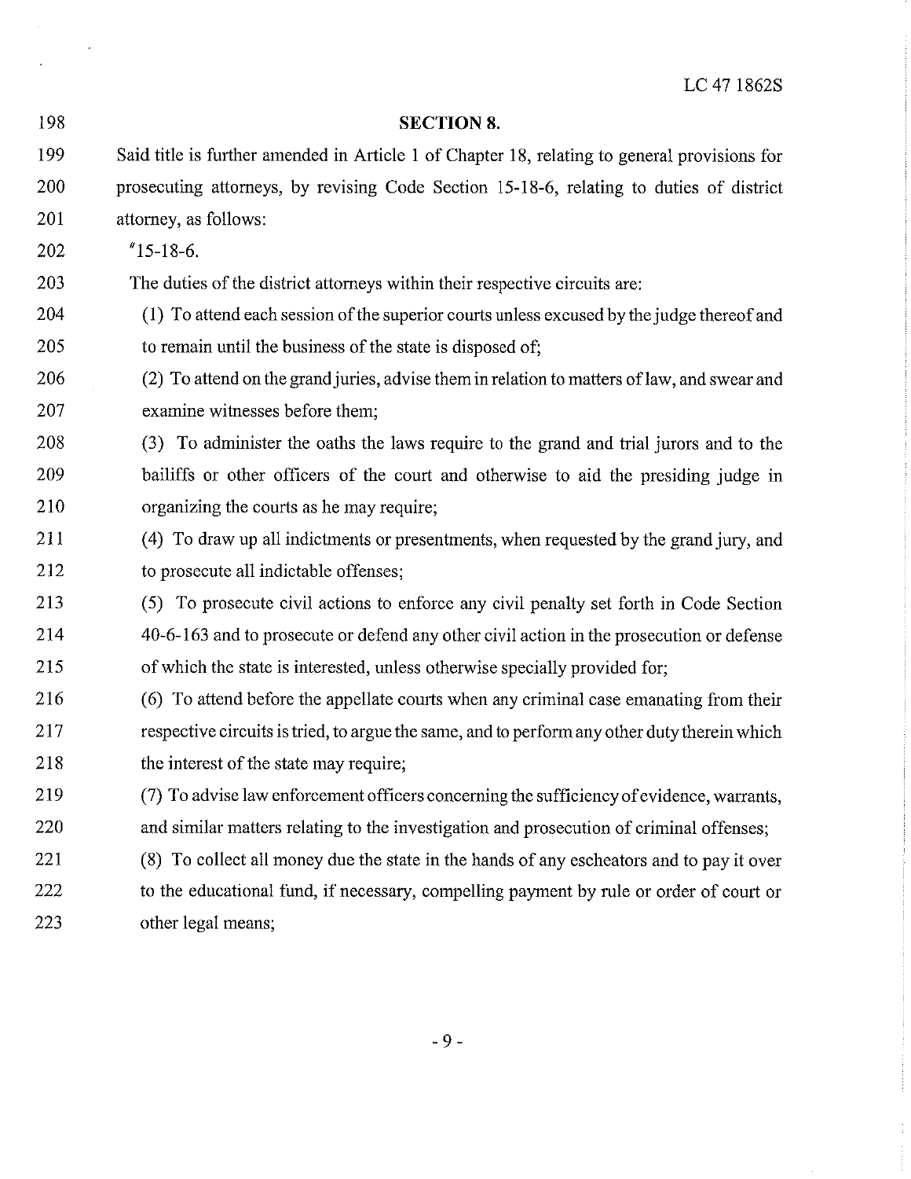**SECTION 8.**

Said title is further amended in Article 1 of Chapter 18, relating to general provisions for prosecuting attorneys, by revising Code Section 15-18-6, relating to duties of district attorney, as follows:

"15-18-6.

The duties of the district attorneys within their respective circuits are:

(1) To attend each session of the superior courts unless excused by the judge thereof and to remain until the business of the state is disposed of;

(2) To attend on the grand juries, advise them in relation to matters of law, and swear and examine witnesses before them;

(3) To administer the oaths the laws require to the grand and trial jurors and to the bailiffs or other officers of the court and otherwise to aid the presiding judge in organizing the courts as he may require;

(4) To draw up all indictments or presentments, when requested by the grand jury, and to prosecute all indictable offenses;

(5) To prosecute civil actions to enforce any civil penalty set forth in Code Section 40-6-163 and to prosecute or defend any other civil action in the prosecution or defense of which the state is interested, unless otherwise specially provided for;

(6) To attend before the appellate courts when any criminal case emanating from their respective circuits is tried, to argue the same, and to perform any other duty therein which the interest of the state may require;

(7) To advise law enforcement officers concerning the sufficiency of evidence, warrants, and similar matters relating to the investigation and prosecution of criminal offenses;

(8) To collect all money due the state in the hands of any escheators and to pay it over to the educational fund, if necessary, compelling payment by rule or order of court or other legal means;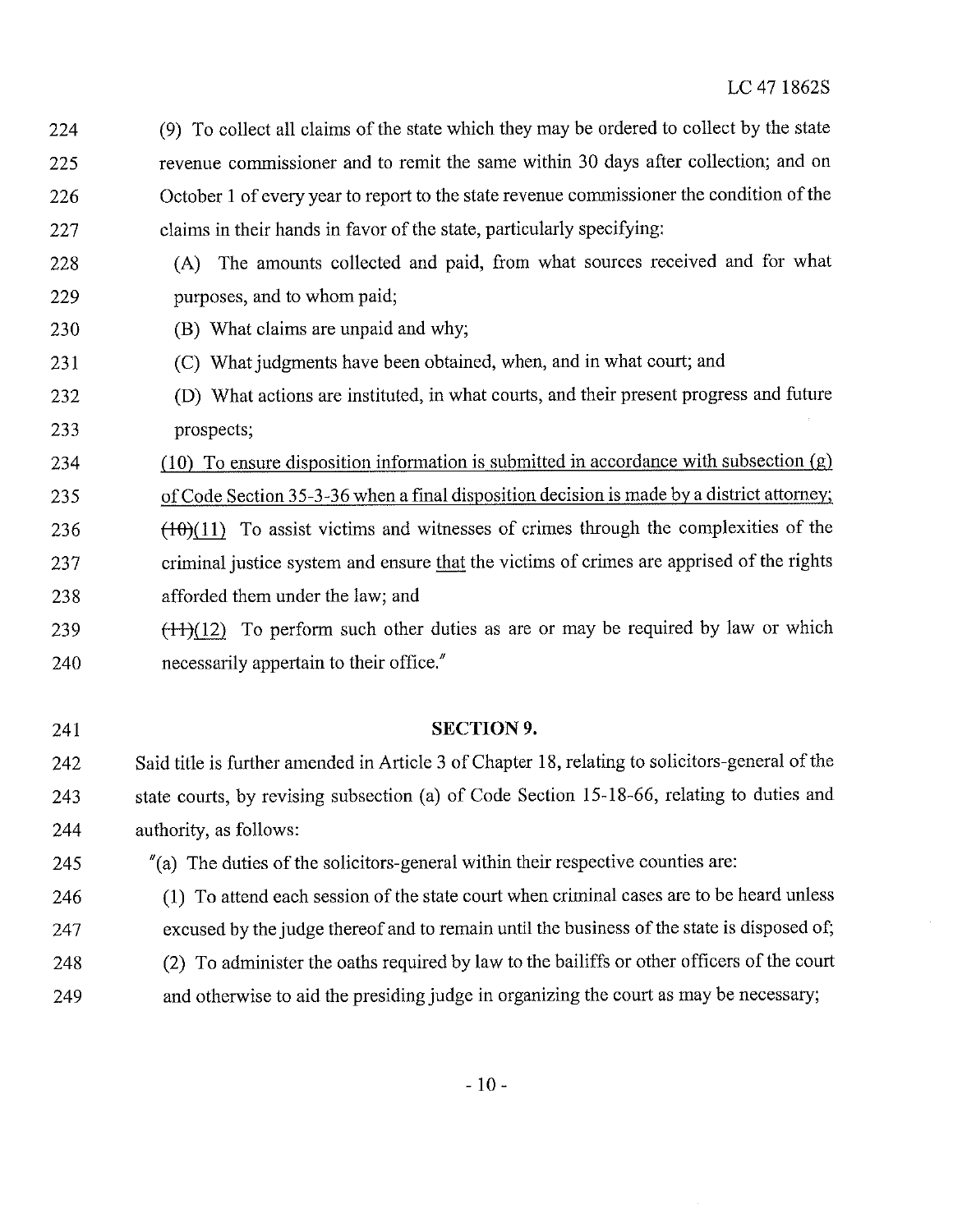(9) To collect all claims of the state which they may be ordered to collect by the state revenue commissioner and to remit the same within 30 days after collection; and on October 1 of every year to report to the state revenue commissioner the condition of the claims in their hands in favor of the state, particularly specifying:

(A) The amounts collected and paid, from what sources received and for what purposes, and to whom paid;

(B) What claims are unpaid and why;

(C) What judgments have been obtained, when, and in what court; and

(D) What actions are instituted, in what courts, and their present progress and future prospects;

<u>(10) To ensure disposition information is submitted in accordance with subsection (g) of Code Section 35-3-36 when a final disposition decision is made by a district attorney;</u>

~~(10)~~<u>(11)</u> To assist victims and witnesses of crimes through the complexities of the criminal justice system and ensure <u>that</u> the victims of crimes are apprised of the rights afforded them under the law; and

~~(11)~~<u>(12)</u> To perform such other duties as are or may be required by law or which necessarily appertain to their office."

**SECTION 9.**

Said title is further amended in Article 3 of Chapter 18, relating to solicitors-general of the state courts, by revising subsection (a) of Code Section 15-18-66, relating to duties and authority, as follows:

"(a) The duties of the solicitors-general within their respective counties are:

(1) To attend each session of the state court when criminal cases are to be heard unless excused by the judge thereof and to remain until the business of the state is disposed of;

(2) To administer the oaths required by law to the bailiffs or other officers of the court and otherwise to aid the presiding judge in organizing the court as may be necessary;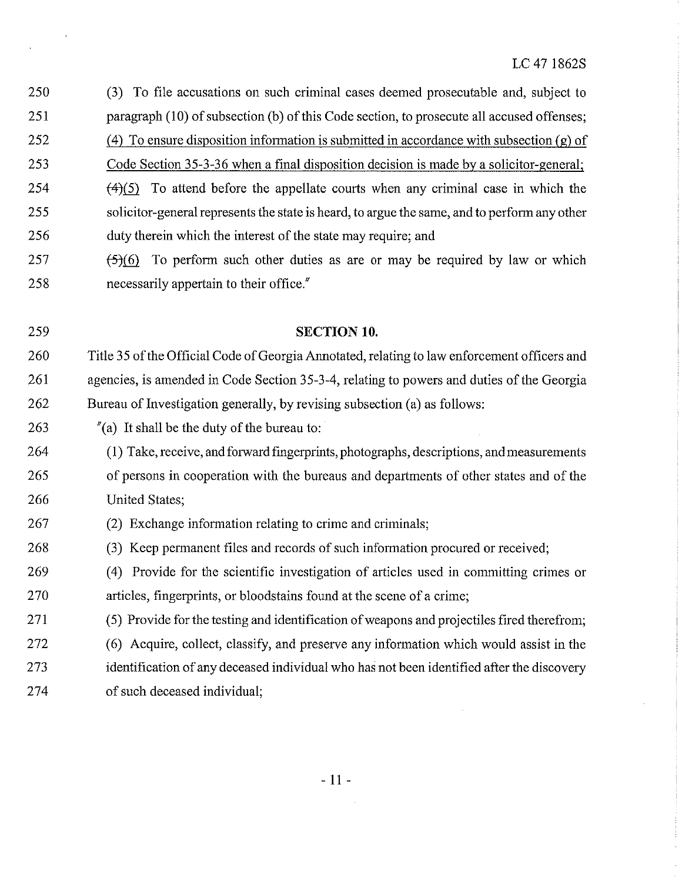(3) To file accusations on such criminal cases deemed prosecutable and, subject to paragraph (10) of subsection (b) of this Code section, to prosecute all accused offenses;

(4) To ensure disposition information is submitted in accordance with subsection (g) of Code Section 35-3-36 when a final disposition decision is made by a solicitor-general;

~~(4)~~(5) To attend before the appellate courts when any criminal case in which the solicitor-general represents the state is heard, to argue the same, and to perform any other duty therein which the interest of the state may require; and

~~(5)~~(6) To perform such other duties as are or may be required by law or which necessarily appertain to their office."

**SECTION 10.**

Title 35 of the Official Code of Georgia Annotated, relating to law enforcement officers and agencies, is amended in Code Section 35-3-4, relating to powers and duties of the Georgia Bureau of Investigation generally, by revising subsection (a) as follows:

"(a) It shall be the duty of the bureau to:

(1) Take, receive, and forward fingerprints, photographs, descriptions, and measurements of persons in cooperation with the bureaus and departments of other states and of the United States;

(2) Exchange information relating to crime and criminals;

(3) Keep permanent files and records of such information procured or received;

(4) Provide for the scientific investigation of articles used in committing crimes or articles, fingerprints, or bloodstains found at the scene of a crime;

(5) Provide for the testing and identification of weapons and projectiles fired therefrom;

(6) Acquire, collect, classify, and preserve any information which would assist in the identification of any deceased individual who has not been identified after the discovery of such deceased individual;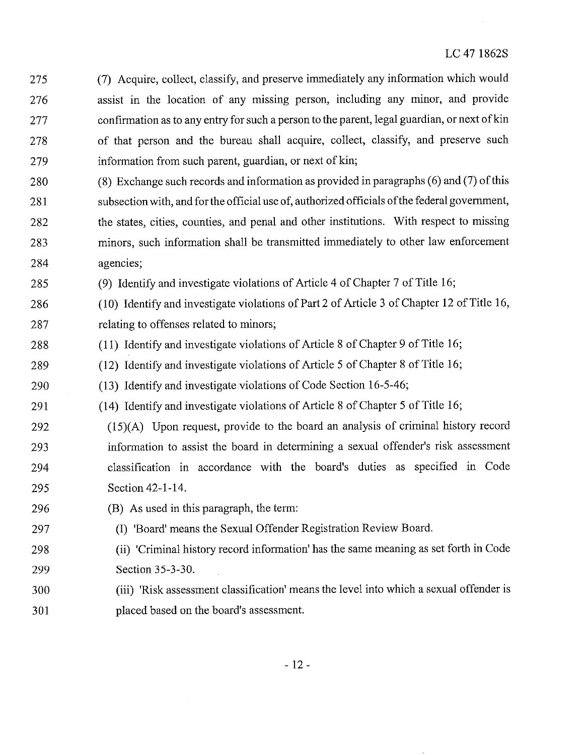(7) Acquire, collect, classify, and preserve immediately any information which would assist in the location of any missing person, including any minor, and provide confirmation as to any entry for such a person to the parent, legal guardian, or next of kin of that person and the bureau shall acquire, collect, classify, and preserve such information from such parent, guardian, or next of kin;

(8) Exchange such records and information as provided in paragraphs (6) and (7) of this subsection with, and for the official use of, authorized officials of the federal government, the states, cities, counties, and penal and other institutions. With respect to missing minors, such information shall be transmitted immediately to other law enforcement agencies;

(9) Identify and investigate violations of Article 4 of Chapter 7 of Title 16;

(10) Identify and investigate violations of Part 2 of Article 3 of Chapter 12 of Title 16, relating to offenses related to minors;

(11) Identify and investigate violations of Article 8 of Chapter 9 of Title 16;

(12) Identify and investigate violations of Article 5 of Chapter 8 of Title 16;

(13) Identify and investigate violations of Code Section 16-5-46;

(14) Identify and investigate violations of Article 8 of Chapter 5 of Title 16;

(15)(A) Upon request, provide to the board an analysis of criminal history record information to assist the board in determining a sexual offender's risk assessment classification in accordance with the board's duties as specified in Code Section 42-1-14.

(B) As used in this paragraph, the term:

(I) 'Board' means the Sexual Offender Registration Review Board.

(ii) 'Criminal history record information' has the same meaning as set forth in Code Section 35-3-30.

(iii) 'Risk assessment classification' means the level into which a sexual offender is placed based on the board's assessment.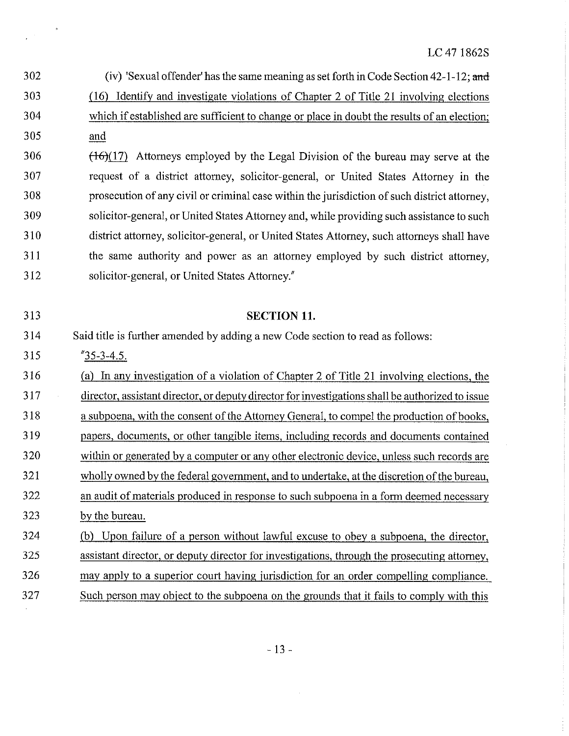302 (iv) 'Sexual offender' has the same meaning as set forth in Code Section 42-1-12; ~~and~~

303 (16) Identify and investigate violations of Chapter 2 of Title 21 involving elections

304 which if established are sufficient to change or place in doubt the results of an election;

305 and

306 ~~(16)~~(17) Attorneys employed by the Legal Division of the bureau may serve at the

307 request of a district attorney, solicitor-general, or United States Attorney in the

308 prosecution of any civil or criminal case within the jurisdiction of such district attorney,

309 solicitor-general, or United States Attorney and, while providing such assistance to such

310 district attorney, solicitor-general, or United States Attorney, such attorneys shall have

311 the same authority and power as an attorney employed by such district attorney,

312 solicitor-general, or United States Attorney."

313 **SECTION 11.**

314 Said title is further amended by adding a new Code section to read as follows:

315 "35-3-4.5.

316 (a) In any investigation of a violation of Chapter 2 of Title 21 involving elections, the

317 director, assistant director, or deputy director for investigations shall be authorized to issue

318 a subpoena, with the consent of the Attorney General, to compel the production of books,

319 papers, documents, or other tangible items, including records and documents contained

320 within or generated by a computer or any other electronic device, unless such records are

321 wholly owned by the federal government, and to undertake, at the discretion of the bureau,

322 an audit of materials produced in response to such subpoena in a form deemed necessary

323 by the bureau.

324 (b) Upon failure of a person without lawful excuse to obey a subpoena, the director,

325 assistant director, or deputy director for investigations, through the prosecuting attorney,

326 may apply to a superior court having jurisdiction for an order compelling compliance.

327 Such person may object to the subpoena on the grounds that it fails to comply with this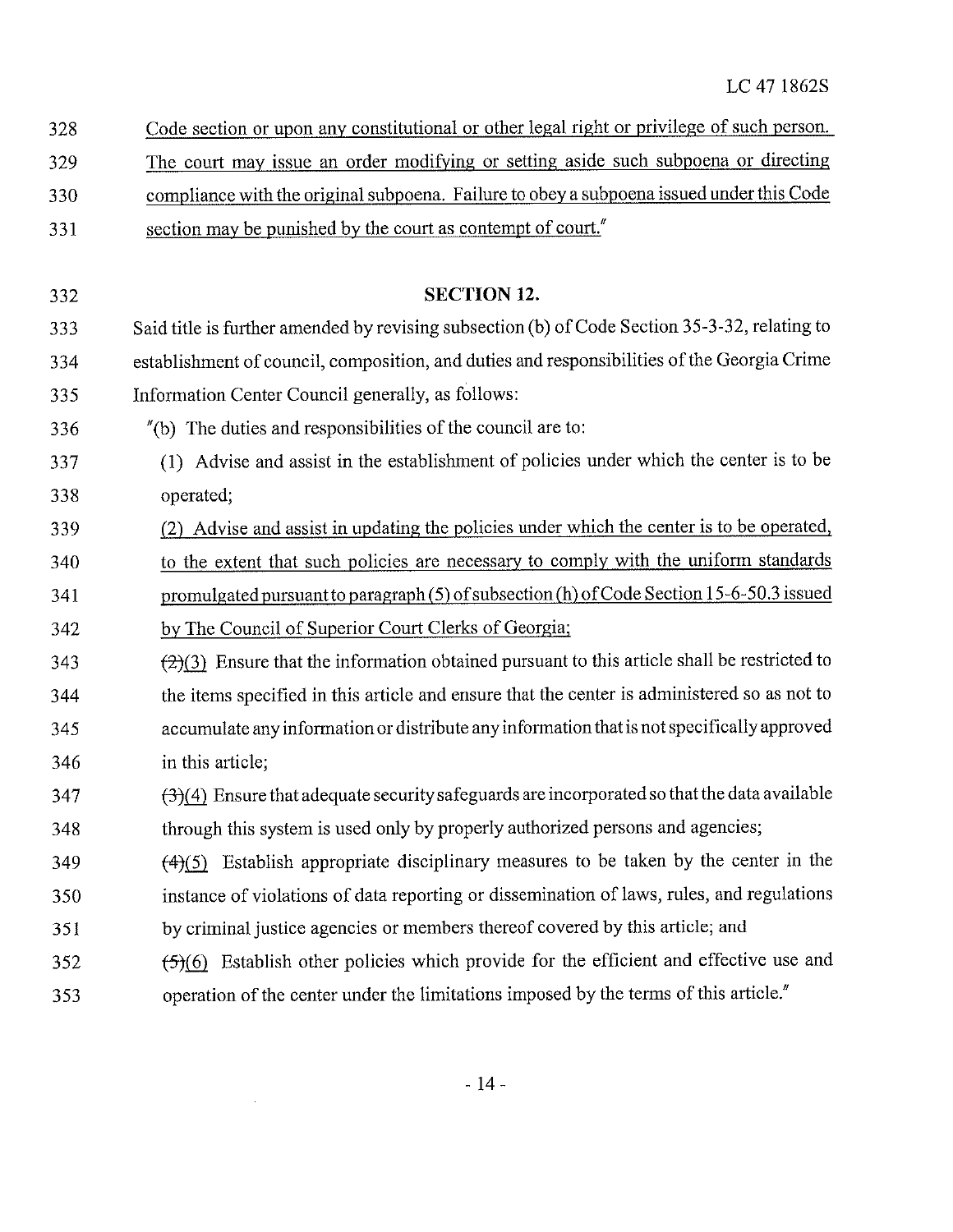Code section or upon any constitutional or other legal right or privilege of such person. The court may issue an order modifying or setting aside such subpoena or directing compliance with the original subpoena. Failure to obey a subpoena issued under this Code section may be punished by the court as contempt of court."

**SECTION 12.**

Said title is further amended by revising subsection (b) of Code Section 35-3-32, relating to establishment of council, composition, and duties and responsibilities of the Georgia Crime Information Center Council generally, as follows:

"(b) The duties and responsibilities of the council are to:

(1) Advise and assist in the establishment of policies under which the center is to be operated;

(2) Advise and assist in updating the policies under which the center is to be operated, to the extent that such policies are necessary to comply with the uniform standards promulgated pursuant to paragraph (5) of subsection (h) of Code Section 15-6-50.3 issued by The Council of Superior Court Clerks of Georgia;

~~(2)~~(3) Ensure that the information obtained pursuant to this article shall be restricted to the items specified in this article and ensure that the center is administered so as not to accumulate any information or distribute any information that is not specifically approved in this article;

~~(3)~~(4) Ensure that adequate security safeguards are incorporated so that the data available through this system is used only by properly authorized persons and agencies;

~~(4)~~(5) Establish appropriate disciplinary measures to be taken by the center in the instance of violations of data reporting or dissemination of laws, rules, and regulations by criminal justice agencies or members thereof covered by this article; and

~~(5)~~(6) Establish other policies which provide for the efficient and effective use and operation of the center under the limitations imposed by the terms of this article."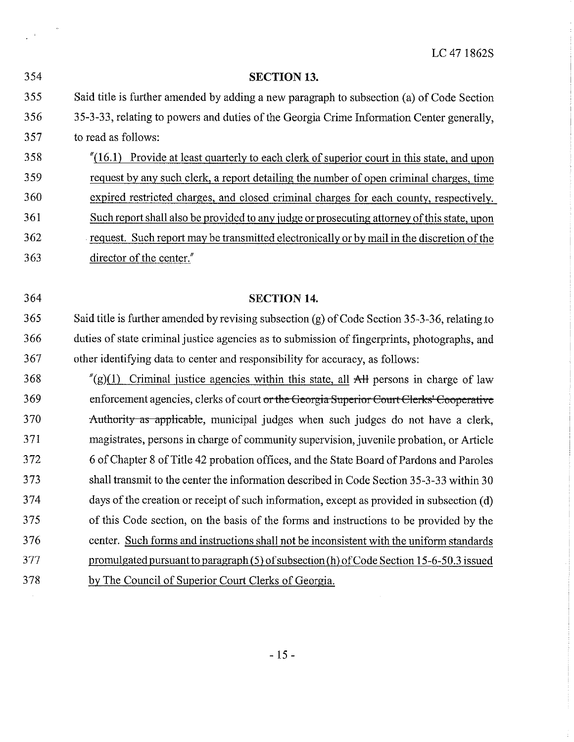**SECTION 13.**

Said title is further amended by adding a new paragraph to subsection (a) of Code Section 35-3-33, relating to powers and duties of the Georgia Crime Information Center generally, to read as follows:

"(16.1) Provide at least quarterly to each clerk of superior court in this state, and upon request by any such clerk, a report detailing the number of open criminal charges, time expired restricted charges, and closed criminal charges for each county, respectively. Such report shall also be provided to any judge or prosecuting attorney of this state, upon request. Such report may be transmitted electronically or by mail in the discretion of the director of the center."

**SECTION 14.**

Said title is further amended by revising subsection (g) of Code Section 35-3-36, relating to duties of state criminal justice agencies as to submission of fingerprints, photographs, and other identifying data to center and responsibility for accuracy, as follows:

"(g)(1) Criminal justice agencies within this state, all ~~All~~ persons in charge of law enforcement agencies, clerks of court ~~or the Georgia Superior Court Clerks' Cooperative Authority as applicable~~, municipal judges when such judges do not have a clerk, magistrates, persons in charge of community supervision, juvenile probation, or Article 6 of Chapter 8 of Title 42 probation offices, and the State Board of Pardons and Paroles shall transmit to the center the information described in Code Section 35-3-33 within 30 days of the creation or receipt of such information, except as provided in subsection (d) of this Code section, on the basis of the forms and instructions to be provided by the center. Such forms and instructions shall not be inconsistent with the uniform standards promulgated pursuant to paragraph (5) of subsection (h) of Code Section 15-6-50.3 issued by The Council of Superior Court Clerks of Georgia.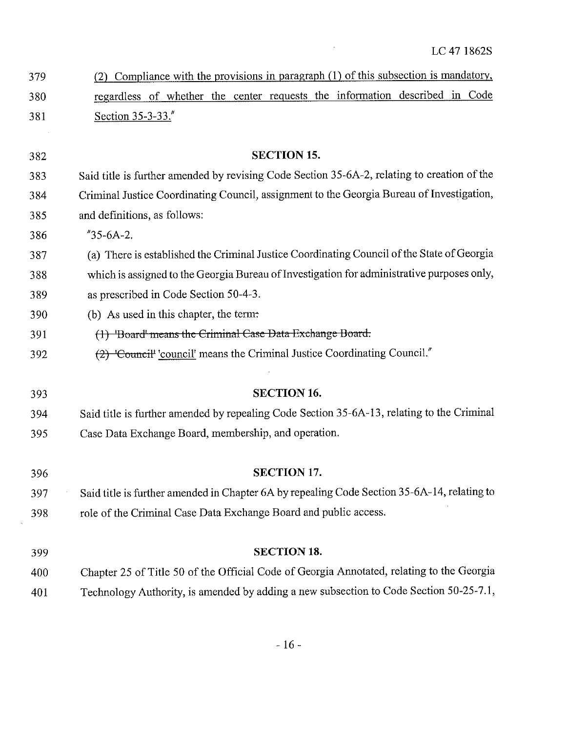(2) Compliance with the provisions in paragraph (1) of this subsection is mandatory, regardless of whether the center requests the information described in Code Section 35-3-33."

**SECTION 15.**

Said title is further amended by revising Code Section 35-6A-2, relating to creation of the Criminal Justice Coordinating Council, assignment to the Georgia Bureau of Investigation, and definitions, as follows:

"35-6A-2.

(a) There is established the Criminal Justice Coordinating Council of the State of Georgia which is assigned to the Georgia Bureau of Investigation for administrative purposes only, as prescribed in Code Section 50-4-3.

(b) As used in this chapter, the term~~:~~

~~(1) 'Board' means the Criminal Case Data Exchange Board.~~

~~(2) 'Council'~~ 'council' means the Criminal Justice Coordinating Council."

**SECTION 16.**

Said title is further amended by repealing Code Section 35-6A-13, relating to the Criminal Case Data Exchange Board, membership, and operation.

**SECTION 17.**

Said title is further amended in Chapter 6A by repealing Code Section 35-6A-14, relating to role of the Criminal Case Data Exchange Board and public access.

**SECTION 18.**

Chapter 25 of Title 50 of the Official Code of Georgia Annotated, relating to the Georgia Technology Authority, is amended by adding a new subsection to Code Section 50-25-7.1,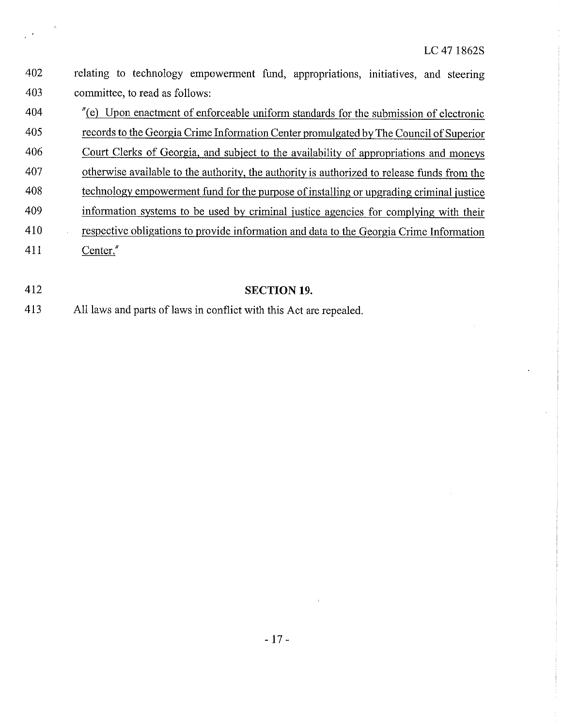relating to technology empowerment fund, appropriations, initiatives, and steering committee, to read as follows:

"(e) Upon enactment of enforceable uniform standards for the submission of electronic records to the Georgia Crime Information Center promulgated by The Council of Superior Court Clerks of Georgia, and subject to the availability of appropriations and moneys otherwise available to the authority, the authority is authorized to release funds from the technology empowerment fund for the purpose of installing or upgrading criminal justice information systems to be used by criminal justice agencies for complying with their respective obligations to provide information and data to the Georgia Crime Information Center."

**SECTION 19.**

All laws and parts of laws in conflict with this Act are repealed.